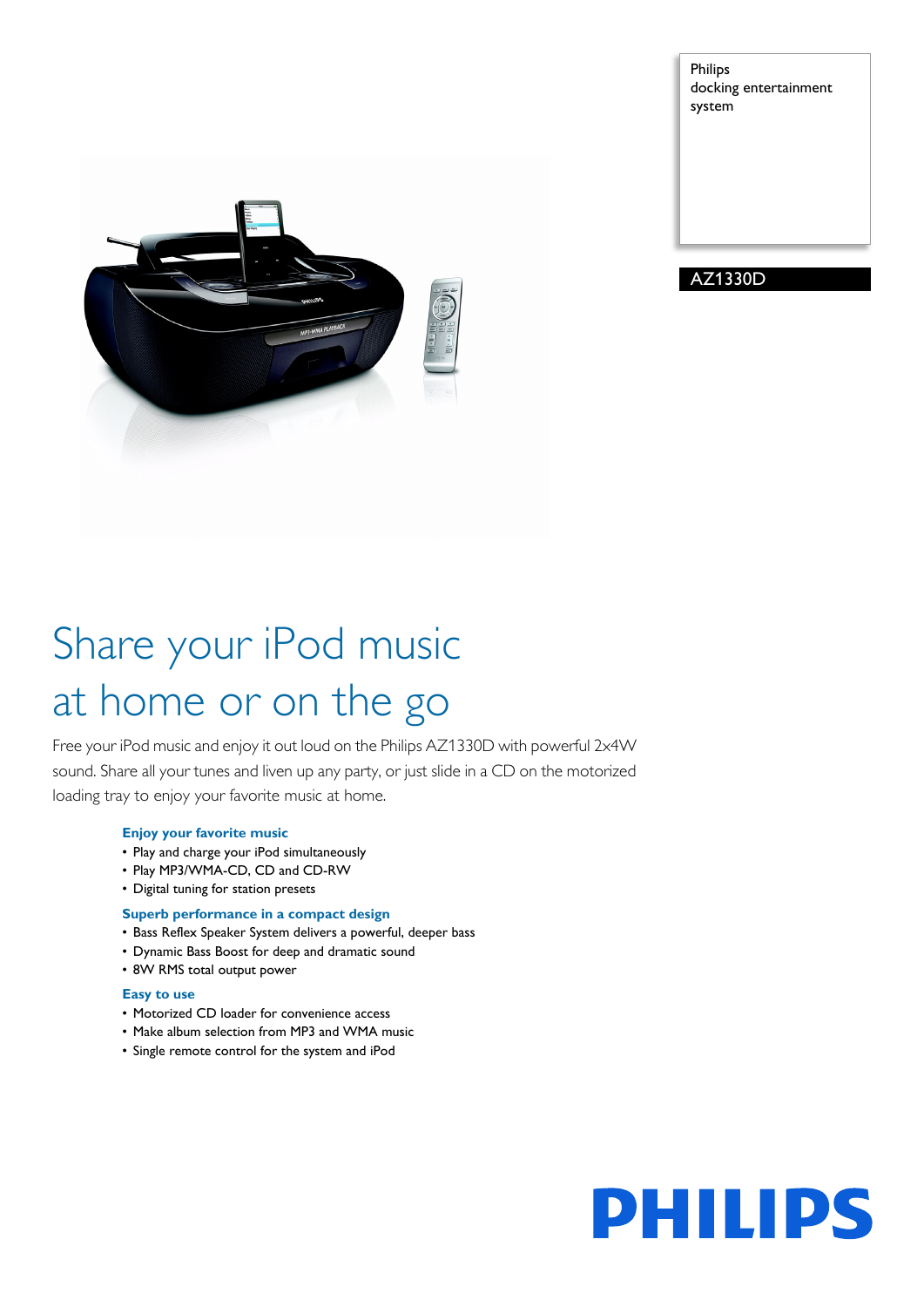Philips
docking entertainment system

AZ1330D

# Share your iPod music at home or on the go

Free your iPod music and enjoy it out loud on the Philips AZ1330D with powerful 2x4W sound. Share all your tunes and liven up any party, or just slide in a CD on the motorized loading tray to enjoy your favorite music at home.

### Enjoy your favorite music

- Play and charge your iPod simultaneously
- Play MP3/WMA-CD, CD and CD-RW
- Digital tuning for station presets

### Superb performance in a compact design

- Bass Reflex Speaker System delivers a powerful, deeper bass
- Dynamic Bass Boost for deep and dramatic sound
- 8W RMS total output power

### Easy to use

- Motorized CD loader for convenience access
- Make album selection from MP3 and WMA music
- Single remote control for the system and iPod

PHILIPS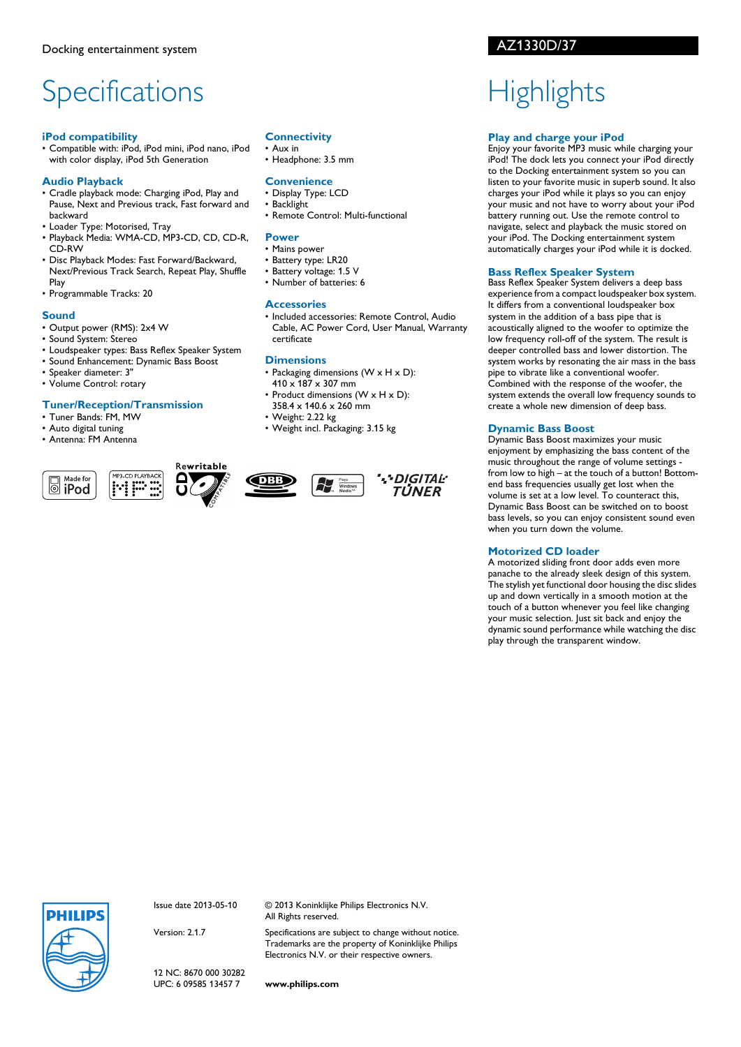Docking entertainment system

AZ1330D/37

# Specifications

### iPod compatibility
- Compatible with: iPod, iPod mini, iPod nano, iPod with color display, iPod 5th Generation

### Audio Playback
- Cradle playback mode: Charging iPod, Play and Pause, Next and Previous track, Fast forward and backward
- Loader Type: Motorised, Tray
- Playback Media: WMA-CD, MP3-CD, CD, CD-R, CD-RW
- Disc Playback Modes: Fast Forward/Backward, Next/Previous Track Search, Repeat Play, Shuffle Play
- Programmable Tracks: 20

### Sound
- Output power (RMS): 2x4 W
- Sound System: Stereo
- Loudspeaker types: Bass Reflex Speaker System
- Sound Enhancement: Dynamic Bass Boost
- Speaker diameter: 3"
- Volume Control: rotary

### Tuner/Reception/Transmission
- Tuner Bands: FM, MW
- Auto digital tuning
- Antenna: FM Antenna

### Connectivity
- Aux in
- Headphone: 3.5 mm

### Convenience
- Display Type: LCD
- Backlight
- Remote Control: Multi-functional

### Power
- Mains power
- Battery type: LR20
- Battery voltage: 1.5 V
- Number of batteries: 6

### Accessories
- Included accessories: Remote Control, Audio Cable, AC Power Cord, User Manual, Warranty certificate

### Dimensions
- Packaging dimensions (W x H x D): 410 x 187 x 307 mm
- Product dimensions (W x H x D): 358.4 x 140.6 x 260 mm
- Weight: 2.22 kg
- Weight incl. Packaging: 3.15 kg

# Highlights

### Play and charge your iPod
Enjoy your favorite MP3 music while charging your iPod! The dock lets you connect your iPod directly to the Docking entertainment system so you can listen to your favorite music in superb sound. It also charges your iPod while it plays so you can enjoy your music and not have to worry about your iPod battery running out. Use the remote control to navigate, select and playback the music stored on your iPod. The Docking entertainment system automatically charges your iPod while it is docked.

### Bass Reflex Speaker System
Bass Reflex Speaker System delivers a deep bass experience from a compact loudspeaker box system. It differs from a conventional loudspeaker box system in the addition of a bass pipe that is acoustically aligned to the woofer to optimize the low frequency roll-off of the system. The result is deeper controlled bass and lower distortion. The system works by resonating the air mass in the bass pipe to vibrate like a conventional woofer. Combined with the response of the woofer, the system extends the overall low frequency sounds to create a whole new dimension of deep bass.

### Dynamic Bass Boost
Dynamic Bass Boost maximizes your music enjoyment by emphasizing the bass content of the music throughout the range of volume settings - from low to high – at the touch of a button! Bottom-end bass frequencies usually get lost when the volume is set at a low level. To counteract this, Dynamic Bass Boost can be switched on to boost bass levels, so you can enjoy consistent sound even when you turn down the volume.

### Motorized CD loader
A motorized sliding front door adds even more panache to the already sleek design of this system. The stylish yet functional door housing the disc slides up and down vertically in a smooth motion at the touch of a button whenever you feel like changing your music selection. Just sit back and enjoy the dynamic sound performance while watching the disc play through the transparent window.

Issue date 2013-05-10

Version: 2.1.7

12 NC: 8670 000 30282
UPC: 6 09585 13457 7

© 2013 Koninklijke Philips Electronics N.V.
All Rights reserved.

Specifications are subject to change without notice. Trademarks are the property of Koninklijke Philips Electronics N.V. or their respective owners.

**www.philips.com**